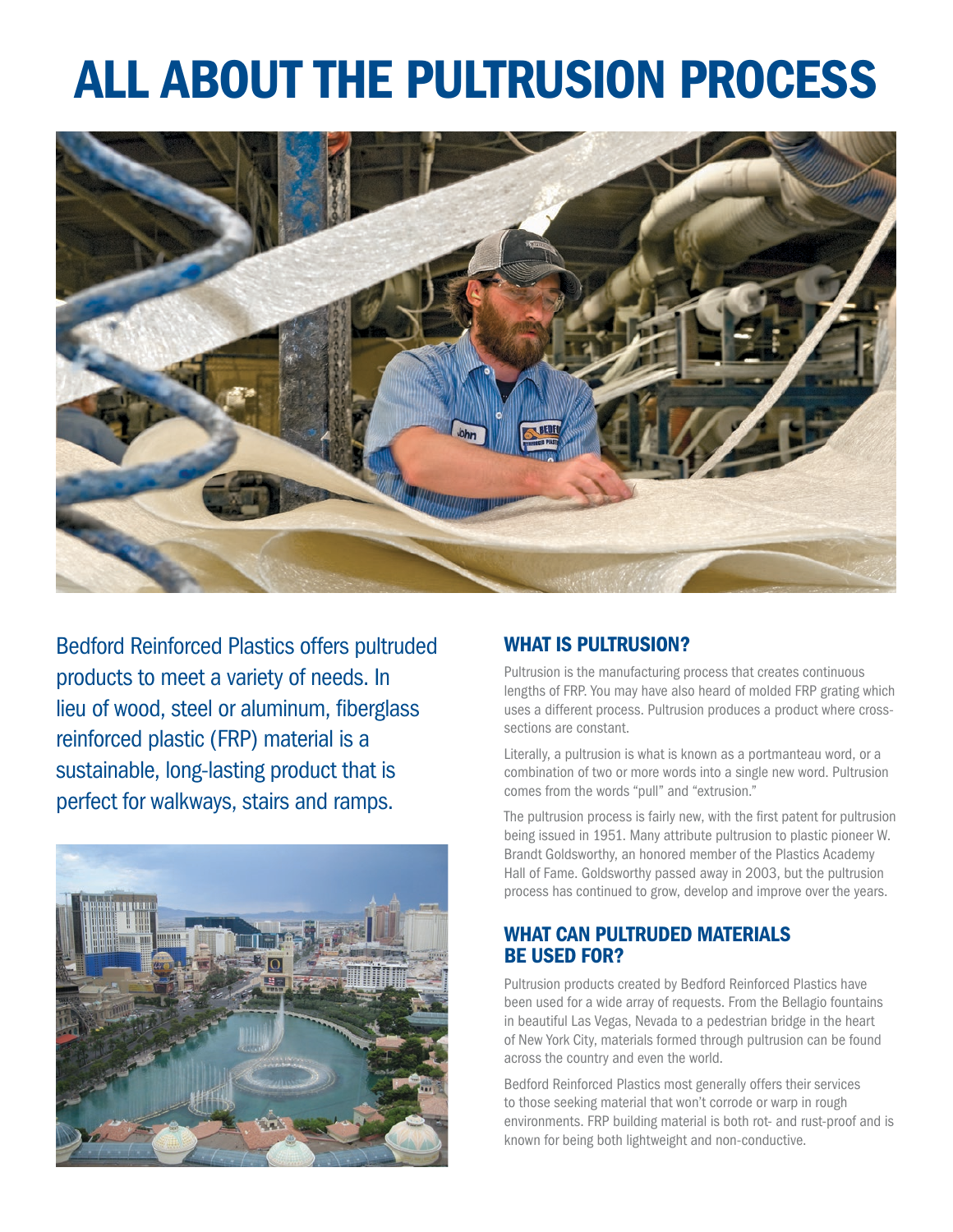# ALL ABOUT THE PULTRUSION PROCESS

Bedford Reinforced Plastics offers pultruded products to meet a variety of needs. In lieu of wood, steel or aluminum, fiberglass reinforced plastic (FRP) material is a sustainable, long-lasting product that is perfect for walkways, stairs and ramps.

## WHAT IS PULTRUSION?

Pultrusion is the manufacturing process that creates continuous lengths of FRP. You may have also heard of molded FRP grating which uses a different process. Pultrusion produces a product where cross-sections are constant.

Literally, a pultrusion is what is known as a portmanteau word, or a combination of two or more words into a single new word. Pultrusion comes from the words "pull" and "extrusion."

The pultrusion process is fairly new, with the first patent for pultrusion being issued in 1951. Many attribute pultrusion to plastic pioneer W. Brandt Goldsworthy, an honored member of the Plastics Academy Hall of Fame. Goldsworthy passed away in 2003, but the pultrusion process has continued to grow, develop and improve over the years.

## WHAT CAN PULTRUDED MATERIALS BE USED FOR?

Pultrusion products created by Bedford Reinforced Plastics have been used for a wide array of requests. From the Bellagio fountains in beautiful Las Vegas, Nevada to a pedestrian bridge in the heart of New York City, materials formed through pultrusion can be found across the country and even the world.

Bedford Reinforced Plastics most generally offers their services to those seeking material that won't corrode or warp in rough environments. FRP building material is both rot- and rust-proof and is known for being both lightweight and non-conductive.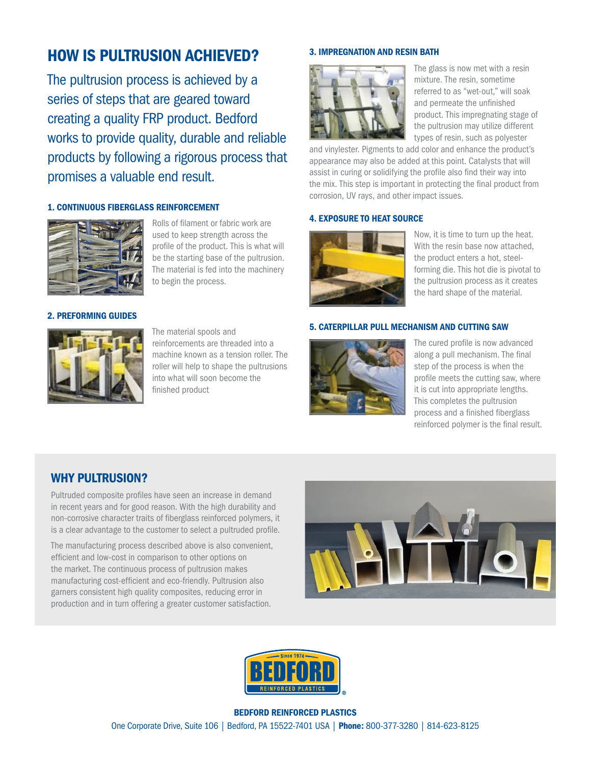# HOW IS PULTRUSION ACHIEVED?

The pultrusion process is achieved by a series of steps that are geared toward creating a quality FRP product. Bedford works to provide quality, durable and reliable products by following a rigorous process that promises a valuable end result.

### 1. CONTINUOUS FIBERGLASS REINFORCEMENT

Rolls of filament or fabric work are used to keep strength across the profile of the product. This is what will be the starting base of the pultrusion. The material is fed into the machinery to begin the process.

### 2. PREFORMING GUIDES

The material spools and reinforcements are threaded into a machine known as a tension roller. The roller will help to shape the pultrusions into what will soon become the finished product

### 3. IMPREGNATION AND RESIN BATH

The glass is now met with a resin mixture. The resin, sometime referred to as "wet-out," will soak and permeate the unfinished product. This impregnating stage of the pultrusion may utilize different types of resin, such as polyester and vinylester. Pigments to add color and enhance the product's appearance may also be added at this point. Catalysts that will assist in curing or solidifying the profile also find their way into the mix. This step is important in protecting the final product from corrosion, UV rays, and other impact issues.

### 4. EXPOSURE TO HEAT SOURCE

Now, it is time to turn up the heat. With the resin base now attached, the product enters a hot, steel-forming die. This hot die is pivotal to the pultrusion process as it creates the hard shape of the material.

### 5. CATERPILLAR PULL MECHANISM AND CUTTING SAW

The cured profile is now advanced along a pull mechanism. The final step of the process is when the profile meets the cutting saw, where it is cut into appropriate lengths. This completes the pultrusion process and a finished fiberglass reinforced polymer is the final result.

## WHY PULTRUSION?

Pultruded composite profiles have seen an increase in demand in recent years and for good reason. With the high durability and non-corrosive character traits of fiberglass reinforced polymers, it is a clear advantage to the customer to select a pultruded profile.

The manufacturing process described above is also convenient, efficient and low-cost in comparison to other options on the market. The continuous process of pultrusion makes manufacturing cost-efficient and eco-friendly. Pultrusion also garners consistent high quality composites, reducing error in production and in turn offering a greater customer satisfaction.

**BEDFORD REINFORCED PLASTICS**

One Corporate Drive, Suite 106 | Bedford, PA 15522-7401 USA | **Phone:** 800-377-3280 | 814-623-8125